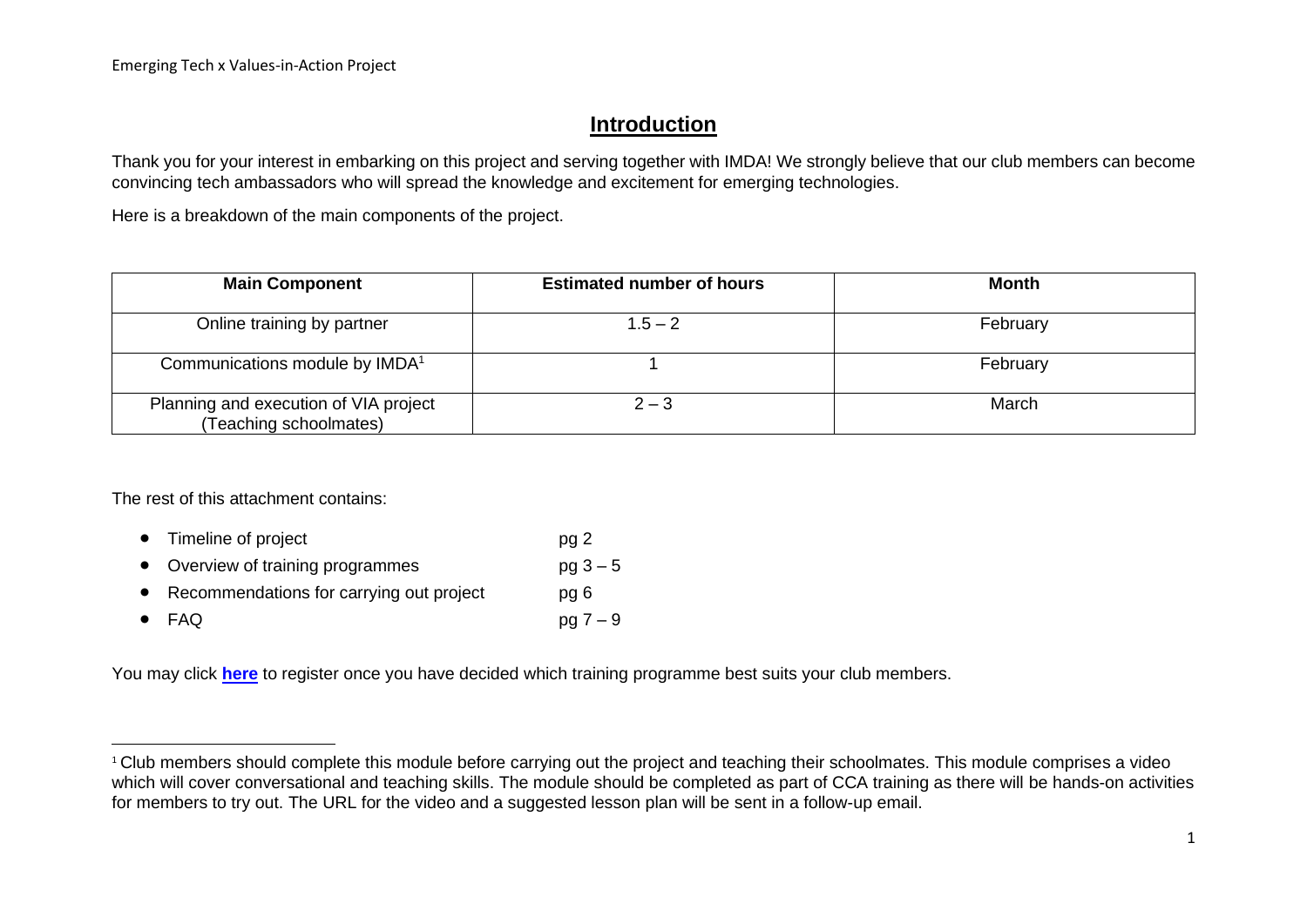# Introduction

Thank you for your interest in embarking on this project and serving together with IMDA! We strongly believe that our club members can become convincing tech ambassadors who will spread the knowledge and excitement for emerging technologies.

Here is a breakdown of the main components of the project.

| Main Component | Estimated number of hours | Month |
| --- | --- | --- |
| Online training by partner | 1.5 – 2 | February |
| Communications module by IMDA[1] | 1 | February |
| Planning and execution of VIA project (Teaching schoolmates) | 2 – 3 | March |

The rest of this attachment contains:

- Timeline of project pg 2
- Overview of training programmes pg 3 – 5
- Recommendations for carrying out project pg 6
- FAQ pg 7 – 9

You may click **here** to register once you have decided which training programme best suits your club members.

[1] Club members should complete this module before carrying out the project and teaching their schoolmates. This module comprises a video which will cover conversational and teaching skills. The module should be completed as part of CCA training as there will be hands-on activities for members to try out. The URL for the video and a suggested lesson plan will be sent in a follow-up email.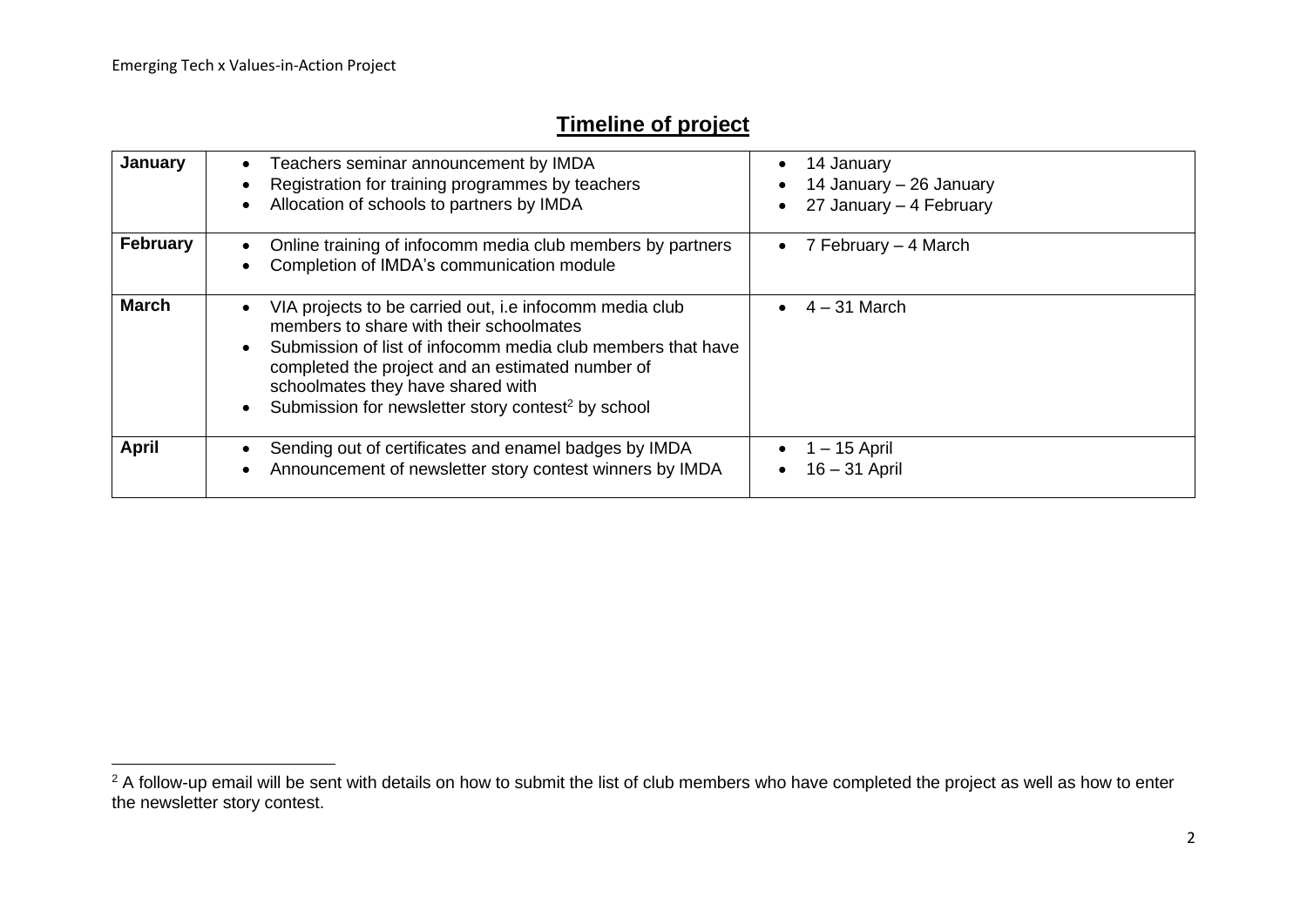## **Timeline of project**

| | | |
|---|---|---|
| **January** | • Teachers seminar announcement by IMDA<br>• Registration for training programmes by teachers<br>• Allocation of schools to partners by IMDA | • 14 January<br>• 14 January – 26 January<br>• 27 January – 4 February |
| **February** | • Online training of infocomm media club members by partners<br>• Completion of IMDA's communication module | • 7 February – 4 March |
| **March** | • VIA projects to be carried out, i.e infocomm media club members to share with their schoolmates<br>• Submission of list of infocomm media club members that have completed the project and an estimated number of schoolmates they have shared with<br>• Submission for newsletter story contest[2] by school | • 4 – 31 March |
| **April** | • Sending out of certificates and enamel badges by IMDA<br>• Announcement of newsletter story contest winners by IMDA | • 1 – 15 April<br>• 16 – 31 April |

[2] A follow-up email will be sent with details on how to submit the list of club members who have completed the project as well as how to enter the newsletter story contest.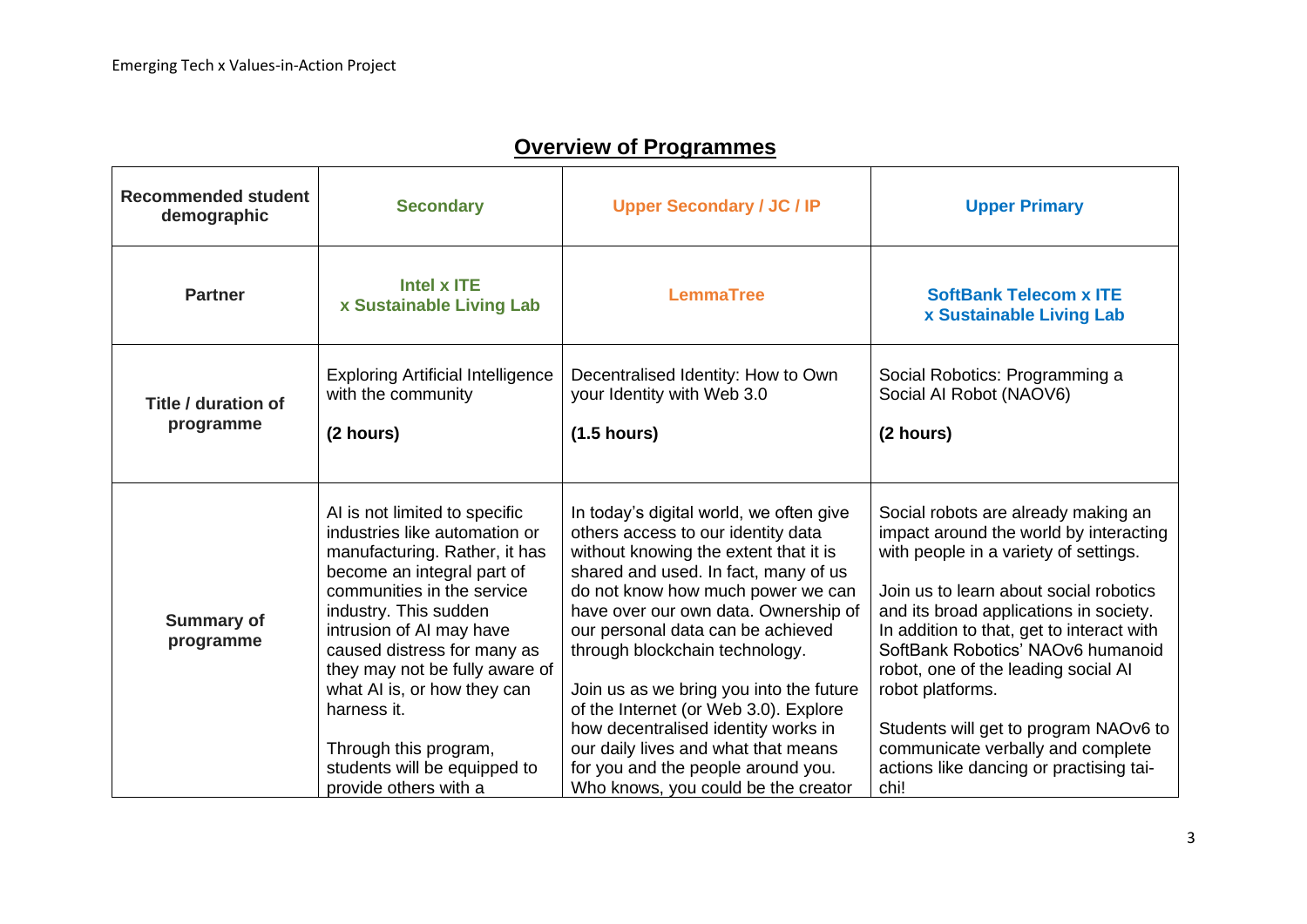## Overview of Programmes

| Recommended student demographic | Secondary | Upper Secondary / JC / IP | Upper Primary |
|---|---|---|---|
| **Partner** | **Intel x ITE x Sustainable Living Lab** | **LemmaTree** | **SoftBank Telecom x ITE x Sustainable Living Lab** |
| **Title / duration of programme** | Exploring Artificial Intelligence with the community<br><br>**(2 hours)** | Decentralised Identity: How to Own your Identity with Web 3.0<br><br>**(1.5 hours)** | Social Robotics: Programming a Social AI Robot (NAOV6)<br><br>**(2 hours)** |
| **Summary of programme** | AI is not limited to specific industries like automation or manufacturing. Rather, it has become an integral part of communities in the service industry. This sudden intrusion of AI may have caused distress for many as they may not be fully aware of what AI is, or how they can harness it.<br><br>Through this program, students will be equipped to provide others with a | In today's digital world, we often give others access to our identity data without knowing the extent that it is shared and used. In fact, many of us do not know how much power we can have over our own data. Ownership of our personal data can be achieved through blockchain technology.<br><br>Join us as we bring you into the future of the Internet (or Web 3.0). Explore how decentralised identity works in our daily lives and what that means for you and the people around you. Who knows, you could be the creator | Social robots are already making an impact around the world by interacting with people in a variety of settings.<br><br>Join us to learn about social robotics and its broad applications in society. In addition to that, get to interact with SoftBank Robotics' NAOv6 humanoid robot, one of the leading social AI robot platforms.<br><br>Students will get to program NAOv6 to communicate verbally and complete actions like dancing or practising tai-chi! |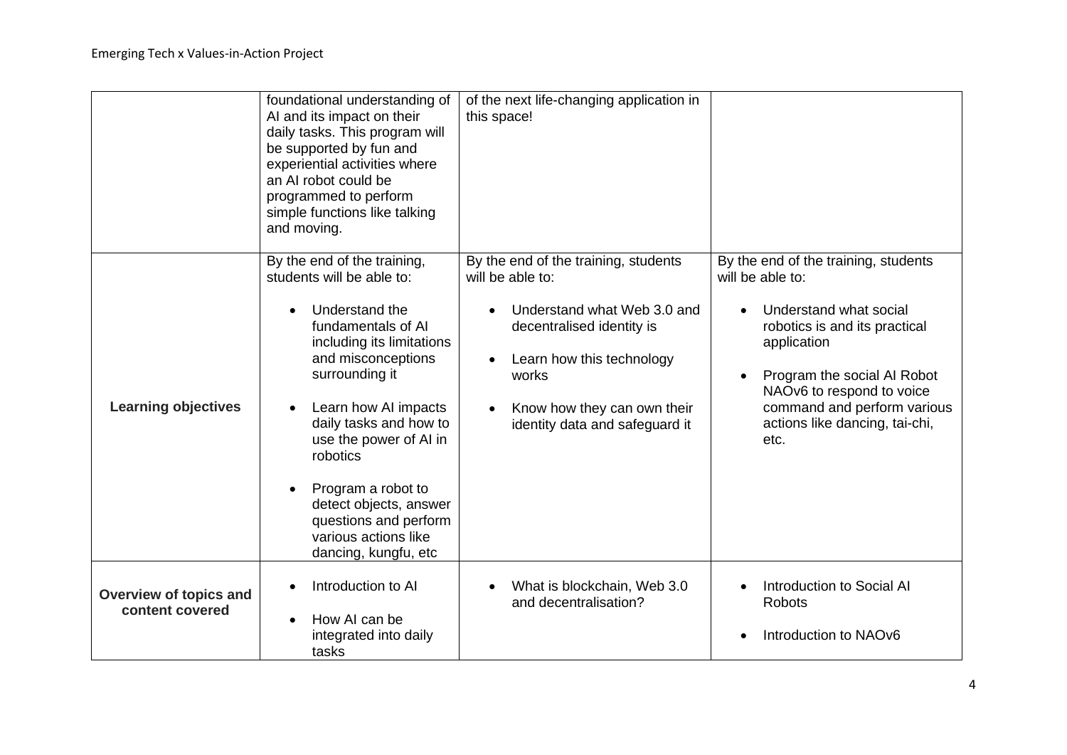| | | | |
|---|---|---|---|
| | foundational understanding of AI and its impact on their daily tasks. This program will be supported by fun and experiential activities where an AI robot could be programmed to perform simple functions like talking and moving. | of the next life-changing application in this space! | |
| **Learning objectives** | By the end of the training, students will be able to:<br><br>• Understand the fundamentals of AI including its limitations and misconceptions surrounding it<br><br>• Learn how AI impacts daily tasks and how to use the power of AI in robotics<br><br>• Program a robot to detect objects, answer questions and perform various actions like dancing, kungfu, etc | By the end of the training, students will be able to:<br><br>• Understand what Web 3.0 and decentralised identity is<br><br>• Learn how this technology works<br><br>• Know how they can own their identity data and safeguard it | By the end of the training, students will be able to:<br><br>• Understand what social robotics is and its practical application<br><br>• Program the social AI Robot NAOv6 to respond to voice command and perform various actions like dancing, tai-chi, etc. |
| **Overview of topics and content covered** | • Introduction to AI<br><br>• How AI can be integrated into daily tasks | • What is blockchain, Web 3.0 and decentralisation? | • Introduction to Social AI Robots<br><br>• Introduction to NAOv6 |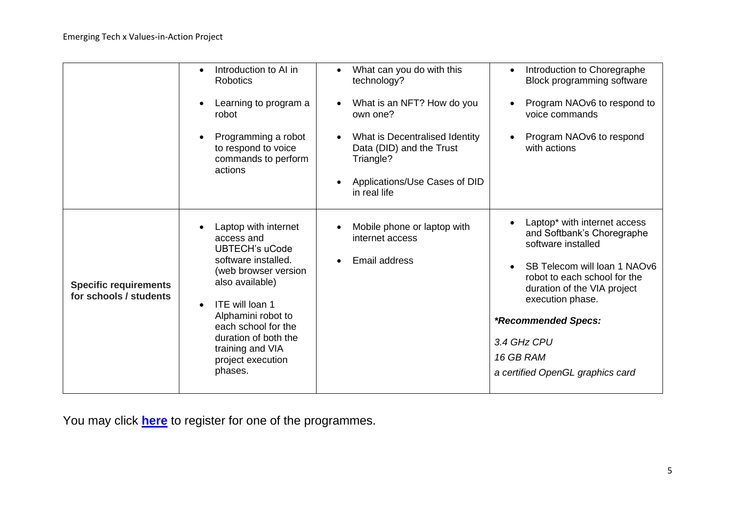| | | | |
|---|---|---|---|
| | • Introduction to AI in Robotics<br>• Learning to program a robot<br>• Programming a robot to respond to voice commands to perform actions | • What can you do with this technology?<br>• What is an NFT? How do you own one?<br>• What is Decentralised Identity Data (DID) and the Trust Triangle?<br>• Applications/Use Cases of DID in real life | • Introduction to Choregraphe Block programming software<br>• Program NAOv6 to respond to voice commands<br>• Program NAOv6 to respond with actions |
| **Specific requirements for schools / students** | • Laptop with internet access and UBTECH's uCode software installed. (web browser version also available)<br>• ITE will loan 1 Alphamini robot to each school for the duration of both the training and VIA project execution phases. | • Mobile phone or laptop with internet access<br>• Email address | • Laptop* with internet access and Softbank's Choregraphe software installed<br>• SB Telecom will loan 1 NAOv6 robot to each school for the duration of the VIA project execution phase.<br>***Recommended Specs:***<br>*3.4 GHz CPU*<br>*16 GB RAM*<br>*a certified OpenGL graphics card* |

You may click **here** to register for one of the programmes.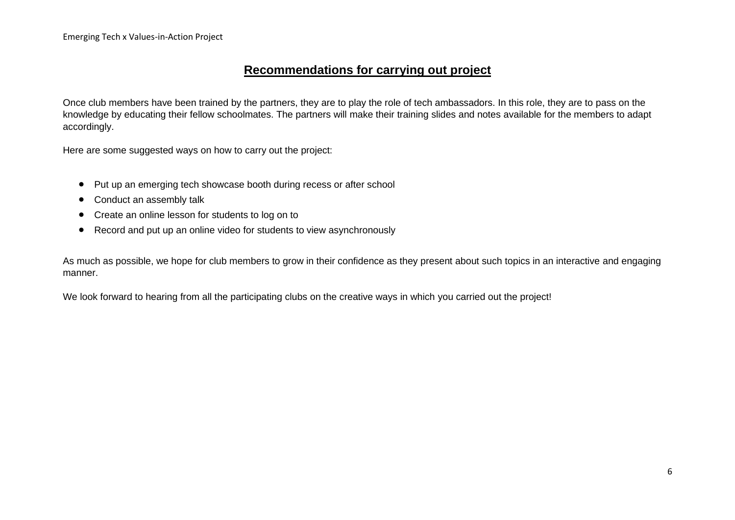## Recommendations for carrying out project

Once club members have been trained by the partners, they are to play the role of tech ambassadors. In this role, they are to pass on the knowledge by educating their fellow schoolmates. The partners will make their training slides and notes available for the members to adapt accordingly.

Here are some suggested ways on how to carry out the project:

- Put up an emerging tech showcase booth during recess or after school
- Conduct an assembly talk
- Create an online lesson for students to log on to
- Record and put up an online video for students to view asynchronously

As much as possible, we hope for club members to grow in their confidence as they present about such topics in an interactive and engaging manner.

We look forward to hearing from all the participating clubs on the creative ways in which you carried out the project!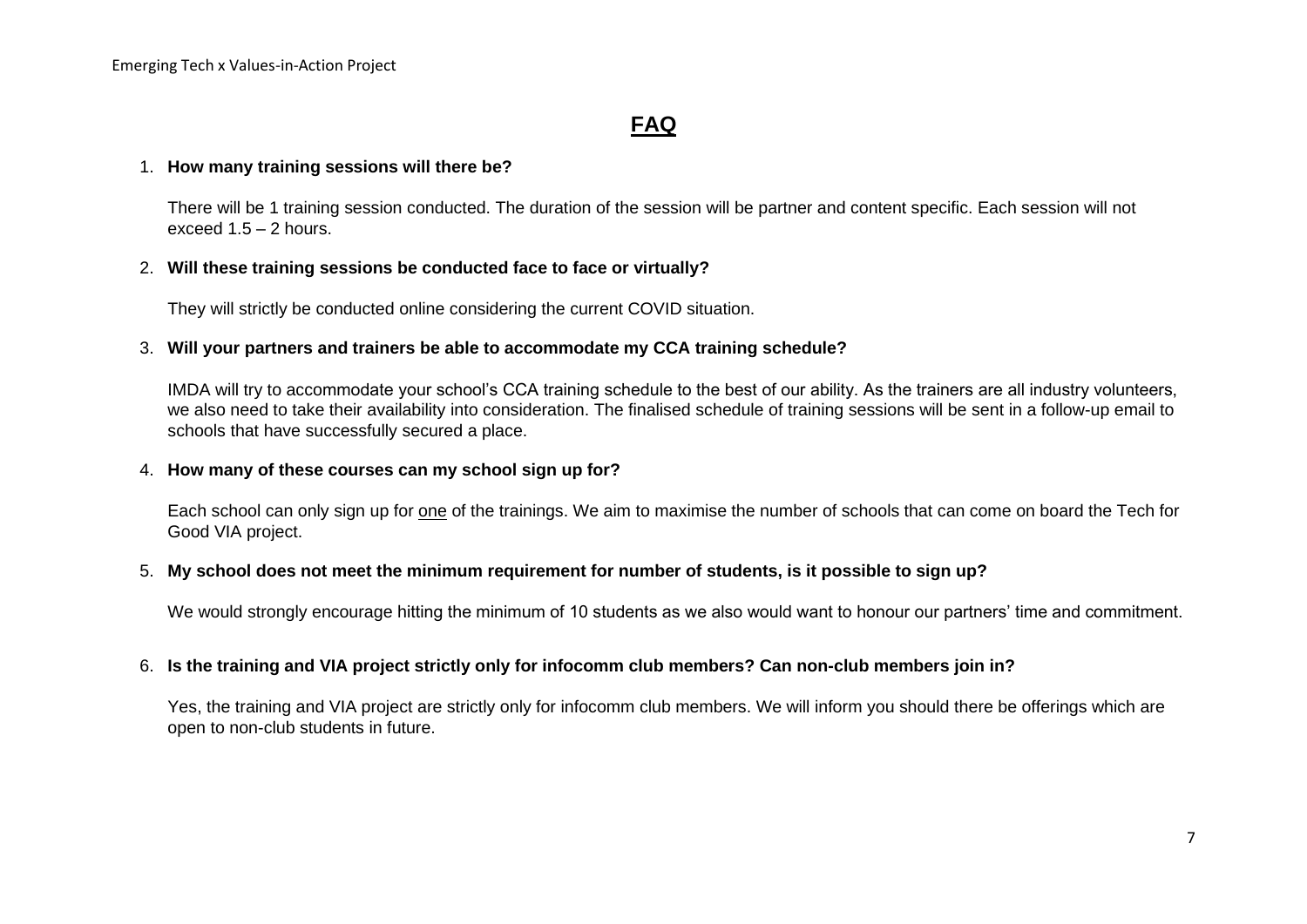# FAQ

1. **How many training sessions will there be?**

   There will be 1 training session conducted. The duration of the session will be partner and content specific. Each session will not exceed 1.5 – 2 hours.

2. **Will these training sessions be conducted face to face or virtually?**

   They will strictly be conducted online considering the current COVID situation.

3. **Will your partners and trainers be able to accommodate my CCA training schedule?**

   IMDA will try to accommodate your school's CCA training schedule to the best of our ability. As the trainers are all industry volunteers, we also need to take their availability into consideration. The finalised schedule of training sessions will be sent in a follow-up email to schools that have successfully secured a place.

4. **How many of these courses can my school sign up for?**

   Each school can only sign up for <u>one</u> of the trainings. We aim to maximise the number of schools that can come on board the Tech for Good VIA project.

5. **My school does not meet the minimum requirement for number of students, is it possible to sign up?**

   We would strongly encourage hitting the minimum of 10 students as we also would want to honour our partners' time and commitment.

6. **Is the training and VIA project strictly only for infocomm club members? Can non-club members join in?**

   Yes, the training and VIA project are strictly only for infocomm club members. We will inform you should there be offerings which are open to non-club students in future.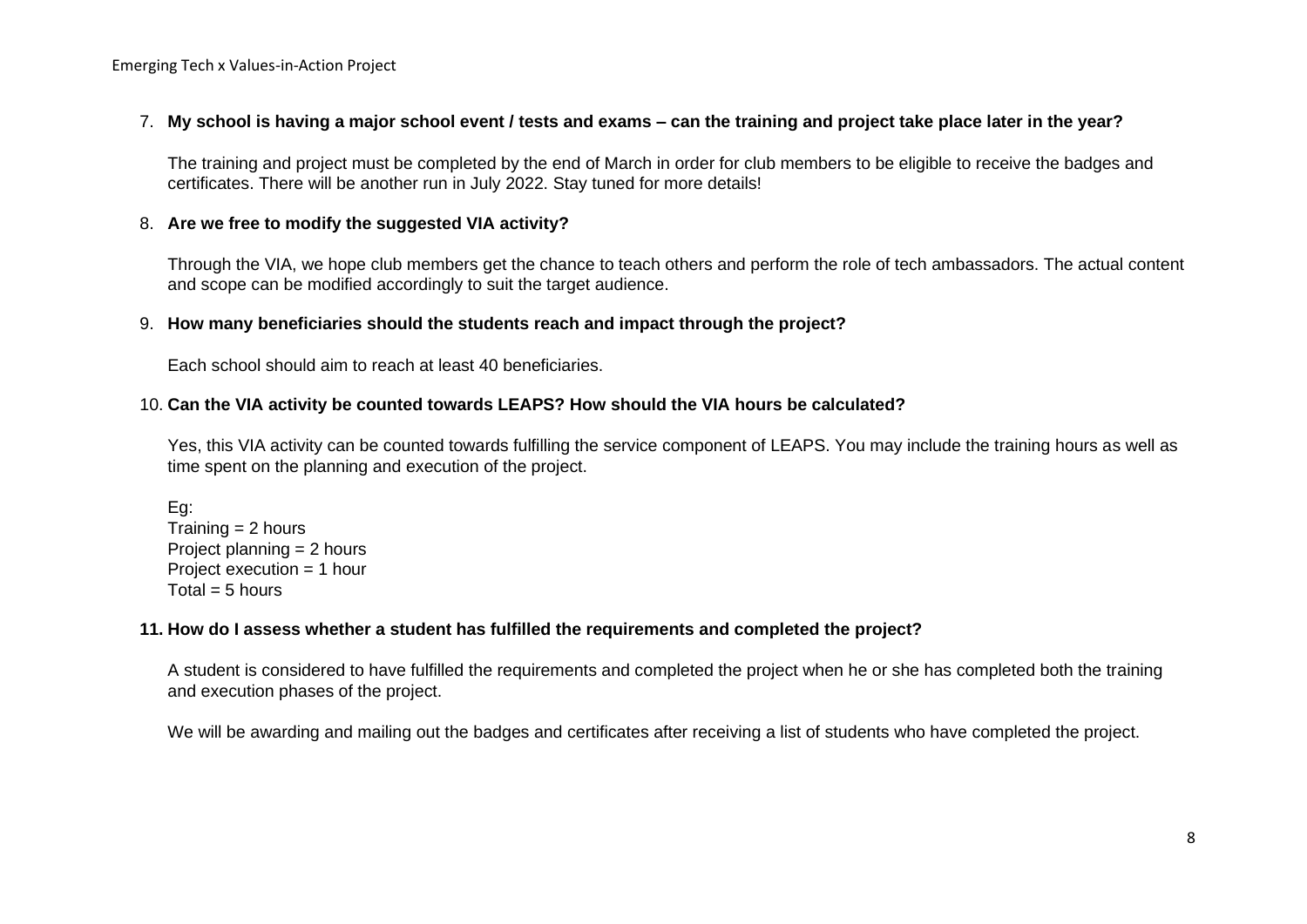7. **My school is having a major school event / tests and exams – can the training and project take place later in the year?**

   The training and project must be completed by the end of March in order for club members to be eligible to receive the badges and certificates. There will be another run in July 2022. Stay tuned for more details!

8. **Are we free to modify the suggested VIA activity?**

   Through the VIA, we hope club members get the chance to teach others and perform the role of tech ambassadors. The actual content and scope can be modified accordingly to suit the target audience.

9. **How many beneficiaries should the students reach and impact through the project?**

   Each school should aim to reach at least 40 beneficiaries.

10. **Can the VIA activity be counted towards LEAPS? How should the VIA hours be calculated?**

    Yes, this VIA activity can be counted towards fulfilling the service component of LEAPS. You may include the training hours as well as time spent on the planning and execution of the project.

    Eg:
    Training = 2 hours
    Project planning = 2 hours
    Project execution = 1 hour
    Total = 5 hours

11. **How do I assess whether a student has fulfilled the requirements and completed the project?**

    A student is considered to have fulfilled the requirements and completed the project when he or she has completed both the training and execution phases of the project.

    We will be awarding and mailing out the badges and certificates after receiving a list of students who have completed the project.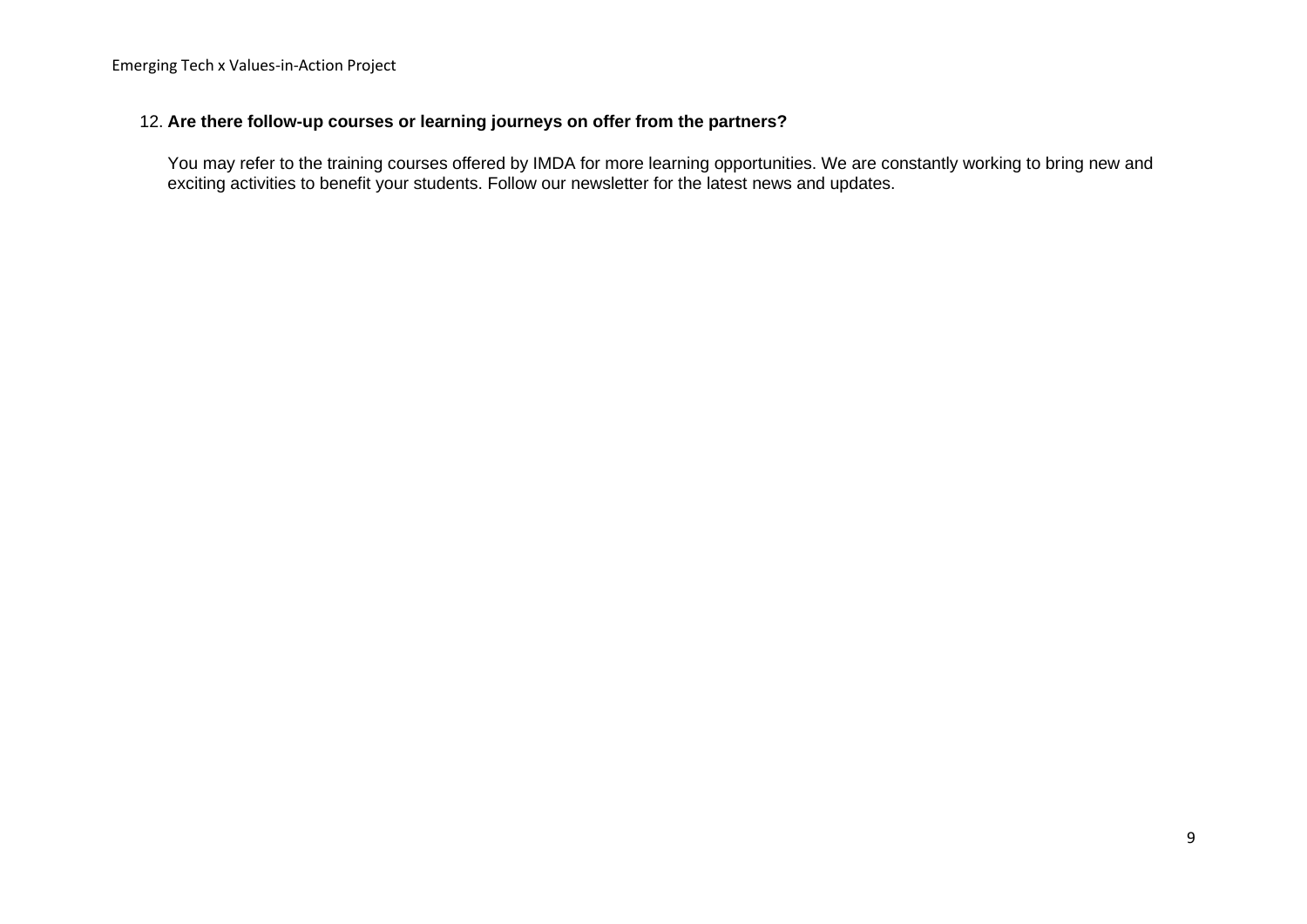12. **Are there follow-up courses or learning journeys on offer from the partners?**

You may refer to the training courses offered by IMDA for more learning opportunities. We are constantly working to bring new and exciting activities to benefit your students. Follow our newsletter for the latest news and updates.